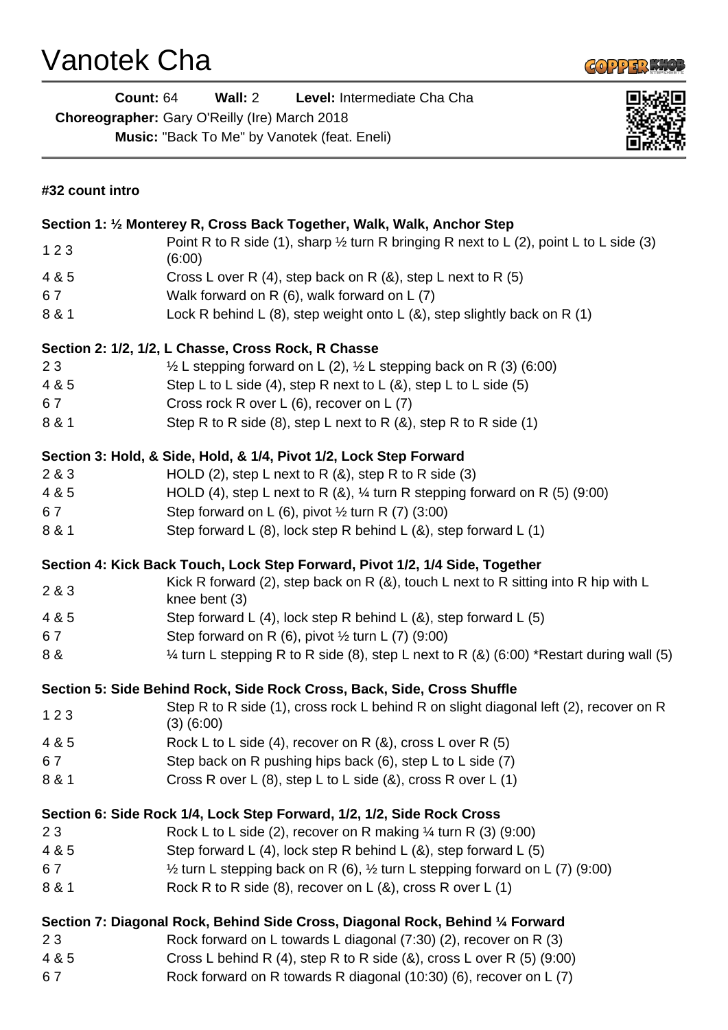# Vanotek Cha

**Count:** 64 **Wall:** 2 **Level:** Intermediate Cha Cha

**Choreographer:** Gary O'Reilly (Ire) March 2018

**Music:** "Back To Me" by Vanotek (feat. Eneli)

**#32 count intro**

**Section 1: ½ Monterey R, Cross Back Together, Walk, Walk, Anchor Step**

| | |
|---|---|
| 1 2 3 | Point R to R side (1), sharp ½ turn R bringing R next to L (2), point L to L side (3) (6:00) |
| 4 & 5 | Cross L over R (4), step back on R (&), step L next to R (5) |
| 6 7 | Walk forward on R (6), walk forward on L (7) |
| 8 & 1 | Lock R behind L (8), step weight onto L (&), step slightly back on R (1) |

**Section 2: 1/2, 1/2, L Chasse, Cross Rock, R Chasse**

| | |
|---|---|
| 2 3 | ½ L stepping forward on L (2), ½ L stepping back on R (3) (6:00) |
| 4 & 5 | Step L to L side (4), step R next to L (&), step L to L side (5) |
| 6 7 | Cross rock R over L (6), recover on L (7) |
| 8 & 1 | Step R to R side (8), step L next to R (&), step R to R side (1) |

**Section 3: Hold, & Side, Hold, & 1/4, Pivot 1/2, Lock Step Forward**

| | |
|---|---|
| 2 & 3 | HOLD (2), step L next to R (&), step R to R side (3) |
| 4 & 5 | HOLD (4), step L next to R (&), ¼ turn R stepping forward on R (5) (9:00) |
| 6 7 | Step forward on L (6), pivot ½ turn R (7) (3:00) |
| 8 & 1 | Step forward L (8), lock step R behind L (&), step forward L (1) |

**Section 4: Kick Back Touch, Lock Step Forward, Pivot 1/2, 1/4 Side, Together**

| | |
|---|---|
| 2 & 3 | Kick R forward (2), step back on R (&), touch L next to R sitting into R hip with L knee bent (3) |
| 4 & 5 | Step forward L (4), lock step R behind L (&), step forward L (5) |
| 6 7 | Step forward on R (6), pivot ½ turn L (7) (9:00) |
| 8 & | ¼ turn L stepping R to R side (8), step L next to R (&) (6:00) *Restart during wall (5) |

**Section 5: Side Behind Rock, Side Rock Cross, Back, Side, Cross Shuffle**

| | |
|---|---|
| 1 2 3 | Step R to R side (1), cross rock L behind R on slight diagonal left (2), recover on R (3) (6:00) |
| 4 & 5 | Rock L to L side (4), recover on R (&), cross L over R (5) |
| 6 7 | Step back on R pushing hips back (6), step L to L side (7) |
| 8 & 1 | Cross R over L (8), step L to L side (&), cross R over L (1) |

**Section 6: Side Rock 1/4, Lock Step Forward, 1/2, 1/2, Side Rock Cross**

| | |
|---|---|
| 2 3 | Rock L to L side (2), recover on R making ¼ turn R (3) (9:00) |
| 4 & 5 | Step forward L (4), lock step R behind L (&), step forward L (5) |
| 6 7 | ½ turn L stepping back on R (6), ½ turn L stepping forward on L (7) (9:00) |
| 8 & 1 | Rock R to R side (8), recover on L (&), cross R over L (1) |

**Section 7: Diagonal Rock, Behind Side Cross, Diagonal Rock, Behind ¼ Forward**

| | |
|---|---|
| 2 3 | Rock forward on L towards L diagonal (7:30) (2), recover on R (3) |
| 4 & 5 | Cross L behind R (4), step R to R side (&), cross L over R (5) (9:00) |
| 6 7 | Rock forward on R towards R diagonal (10:30) (6), recover on L (7) |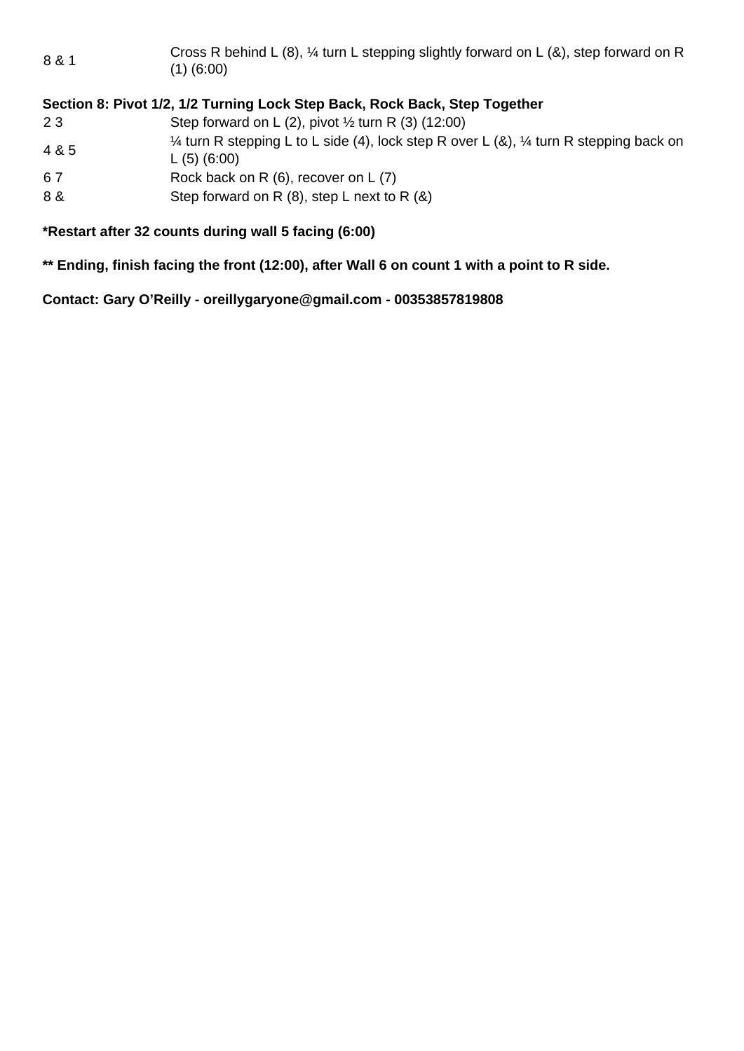| | |
|---|---|
| 8 & 1 | Cross R behind L (8), ¼ turn L stepping slightly forward on L (&), step forward on R (1) (6:00) |

**Section 8: Pivot 1/2, 1/2 Turning Lock Step Back, Rock Back, Step Together**

| | |
|---|---|
| 2 3 | Step forward on L (2), pivot ½ turn R (3) (12:00) |
| 4 & 5 | ¼ turn R stepping L to L side (4), lock step R over L (&), ¼ turn R stepping back on L (5) (6:00) |
| 6 7 | Rock back on R (6), recover on L (7) |
| 8 & | Step forward on R (8), step L next to R (&) |

**\*Restart after 32 counts during wall 5 facing (6:00)**

**\*\* Ending, finish facing the front (12:00), after Wall 6 on count 1 with a point to R side.**

**Contact: Gary O’Reilly - oreillygaryone@gmail.com - 00353857819808**